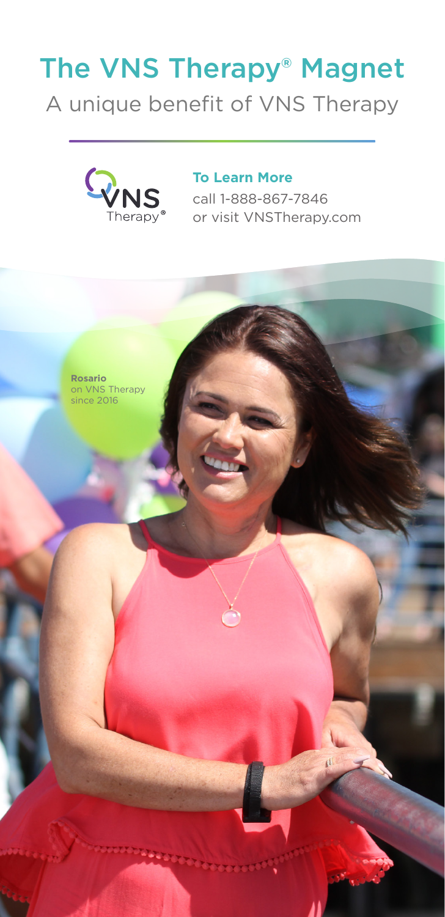# The VNS Therapy® Magnet

## A unique benefit of VNS Therapy

VNS Therapy®

**To Learn More**
call 1-888-867-7846
or visit VNSTherapy.com

**Rosario**
on VNS Therapy
since 2016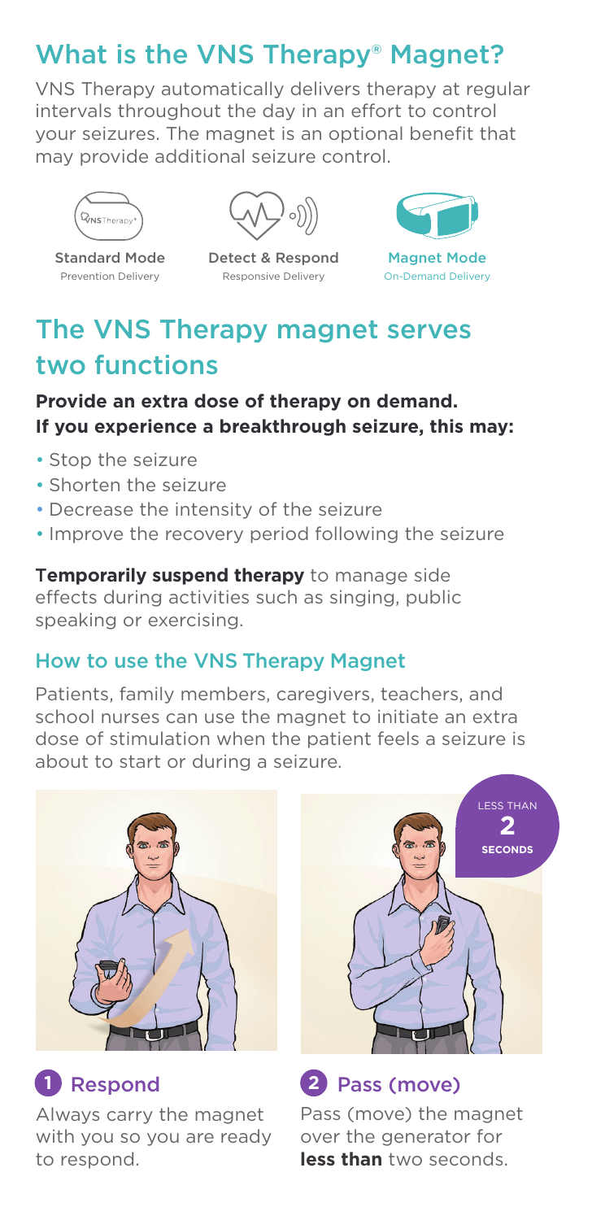# What is the VNS Therapy® Magnet?

VNS Therapy automatically delivers therapy at regular intervals throughout the day in an effort to control your seizures. The magnet is an optional benefit that may provide additional seizure control.

Standard Mode
Prevention Delivery

Detect & Respond
Responsive Delivery

Magnet Mode
On-Demand Delivery

# The VNS Therapy magnet serves two functions

**Provide an extra dose of therapy on demand. If you experience a breakthrough seizure, this may:**

- Stop the seizure
- Shorten the seizure
- Decrease the intensity of the seizure
- Improve the recovery period following the seizure

**Temporarily suspend therapy** to manage side effects during activities such as singing, public speaking or exercising.

## How to use the VNS Therapy Magnet

Patients, family members, caregivers, teachers, and school nurses can use the magnet to initiate an extra dose of stimulation when the patient feels a seizure is about to start or during a seizure.

LESS THAN **2** SECONDS

### 1 Respond

Always carry the magnet with you so you are ready to respond.

### 2 Pass (move)

Pass (move) the magnet over the generator for **less than** two seconds.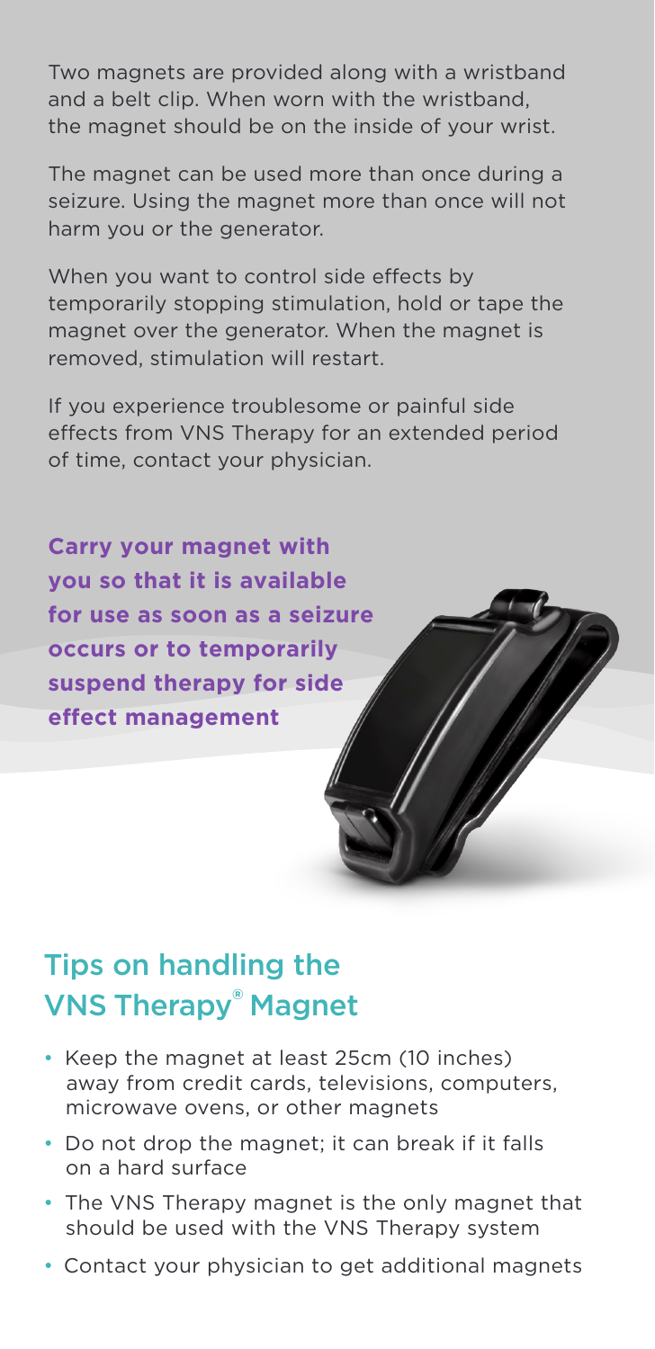Two magnets are provided along with a wristband and a belt clip. When worn with the wristband, the magnet should be on the inside of your wrist.

The magnet can be used more than once during a seizure. Using the magnet more than once will not harm you or the generator.

When you want to control side effects by temporarily stopping stimulation, hold or tape the magnet over the generator. When the magnet is removed, stimulation will restart.

If you experience troublesome or painful side effects from VNS Therapy for an extended period of time, contact your physician.

**Carry your magnet with you so that it is available for use as soon as a seizure occurs or to temporarily suspend therapy for side effect management**

## Tips on handling the VNS Therapy® Magnet

- Keep the magnet at least 25cm (10 inches) away from credit cards, televisions, computers, microwave ovens, or other magnets
- Do not drop the magnet; it can break if it falls on a hard surface
- The VNS Therapy magnet is the only magnet that should be used with the VNS Therapy system
- Contact your physician to get additional magnets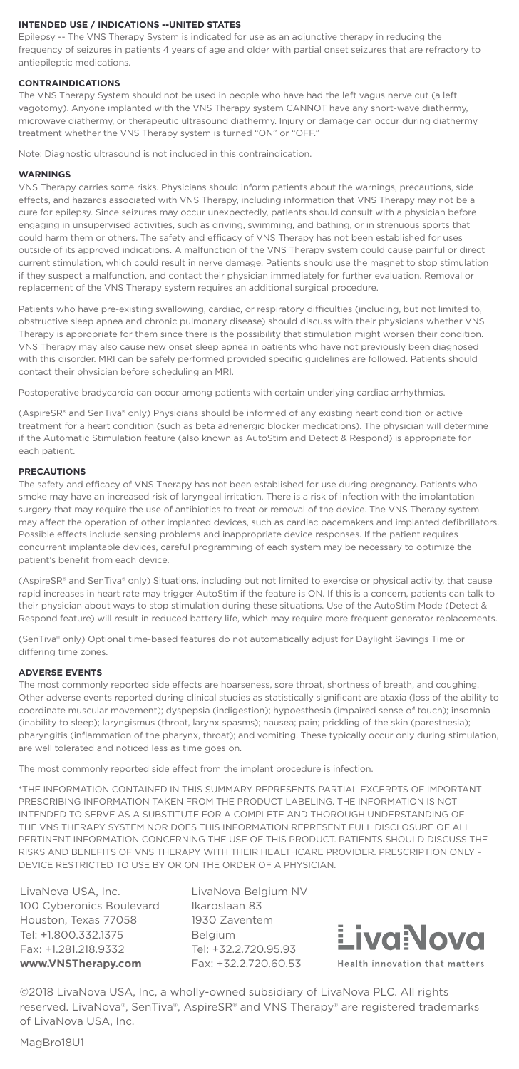## INTENDED USE / INDICATIONS --UNITED STATES

Epilepsy -- The VNS Therapy System is indicated for use as an adjunctive therapy in reducing the frequency of seizures in patients 4 years of age and older with partial onset seizures that are refractory to antiepileptic medications.

## CONTRAINDICATIONS

The VNS Therapy System should not be used in people who have had the left vagus nerve cut (a left vagotomy). Anyone implanted with the VNS Therapy system CANNOT have any short-wave diathermy, microwave diathermy, or therapeutic ultrasound diathermy. Injury or damage can occur during diathermy treatment whether the VNS Therapy system is turned "ON" or "OFF."

Note: Diagnostic ultrasound is not included in this contraindication.

## WARNINGS

VNS Therapy carries some risks. Physicians should inform patients about the warnings, precautions, side effects, and hazards associated with VNS Therapy, including information that VNS Therapy may not be a cure for epilepsy. Since seizures may occur unexpectedly, patients should consult with a physician before engaging in unsupervised activities, such as driving, swimming, and bathing, or in strenuous sports that could harm them or others. The safety and efficacy of VNS Therapy has not been established for uses outside of its approved indications. A malfunction of the VNS Therapy system could cause painful or direct current stimulation, which could result in nerve damage. Patients should use the magnet to stop stimulation if they suspect a malfunction, and contact their physician immediately for further evaluation. Removal or replacement of the VNS Therapy system requires an additional surgical procedure.

Patients who have pre-existing swallowing, cardiac, or respiratory difficulties (including, but not limited to, obstructive sleep apnea and chronic pulmonary disease) should discuss with their physicians whether VNS Therapy is appropriate for them since there is the possibility that stimulation might worsen their condition. VNS Therapy may also cause new onset sleep apnea in patients who have not previously been diagnosed with this disorder. MRI can be safely performed provided specific guidelines are followed. Patients should contact their physician before scheduling an MRI.

Postoperative bradycardia can occur among patients with certain underlying cardiac arrhythmias.

(AspireSR® and SenTiva® only) Physicians should be informed of any existing heart condition or active treatment for a heart condition (such as beta adrenergic blocker medications). The physician will determine if the Automatic Stimulation feature (also known as AutoStim and Detect & Respond) is appropriate for each patient.

## PRECAUTIONS

The safety and efficacy of VNS Therapy has not been established for use during pregnancy. Patients who smoke may have an increased risk of laryngeal irritation. There is a risk of infection with the implantation surgery that may require the use of antibiotics to treat or removal of the device. The VNS Therapy system may affect the operation of other implanted devices, such as cardiac pacemakers and implanted defibrillators. Possible effects include sensing problems and inappropriate device responses. If the patient requires concurrent implantable devices, careful programming of each system may be necessary to optimize the patient's benefit from each device.

(AspireSR® and SenTiva® only) Situations, including but not limited to exercise or physical activity, that cause rapid increases in heart rate may trigger AutoStim if the feature is ON. If this is a concern, patients can talk to their physician about ways to stop stimulation during these situations. Use of the AutoStim Mode (Detect & Respond feature) will result in reduced battery life, which may require more frequent generator replacements.

(SenTiva® only) Optional time-based features do not automatically adjust for Daylight Savings Time or differing time zones.

## ADVERSE EVENTS

The most commonly reported side effects are hoarseness, sore throat, shortness of breath, and coughing. Other adverse events reported during clinical studies as statistically significant are ataxia (loss of the ability to coordinate muscular movement); dyspepsia (indigestion); hypoesthesia (impaired sense of touch); insomnia (inability to sleep); laryngismus (throat, larynx spasms); nausea; pain; prickling of the skin (paresthesia); pharyngitis (inflammation of the pharynx, throat); and vomiting. These typically occur only during stimulation, are well tolerated and noticed less as time goes on.

The most commonly reported side effect from the implant procedure is infection.

*THE INFORMATION CONTAINED IN THIS SUMMARY REPRESENTS PARTIAL EXCERPTS OF IMPORTANT PRESCRIBING INFORMATION TAKEN FROM THE PRODUCT LABELING. THE INFORMATION IS NOT INTENDED TO SERVE AS A SUBSTITUTE FOR A COMPLETE AND THOROUGH UNDERSTANDING OF THE VNS THERAPY SYSTEM NOR DOES THIS INFORMATION REPRESENT FULL DISCLOSURE OF ALL PERTINENT INFORMATION CONCERNING THE USE OF THIS PRODUCT. PATIENTS SHOULD DISCUSS THE RISKS AND BENEFITS OF VNS THERAPY WITH THEIR HEALTHCARE PROVIDER. PRESCRIPTION ONLY - DEVICE RESTRICTED TO USE BY OR ON THE ORDER OF A PHYSICIAN.

LivaNova USA, Inc.
100 Cyberonics Boulevard
Houston, Texas 77058
Tel: +1.800.332.1375
Fax: +1.281.218.9332
**www.VNSTherapy.com**

LivaNova Belgium NV
Ikaroslaan 83
1930 Zaventem
Belgium
Tel: +32.2.720.95.93
Fax: +32.2.720.60.53

LivaNova
Health innovation that matters

©2018 LivaNova USA, Inc, a wholly-owned subsidiary of LivaNova PLC. All rights reserved. LivaNova®, SenTiva®, AspireSR® and VNS Therapy® are registered trademarks of LivaNova USA, Inc.

MagBro18U1